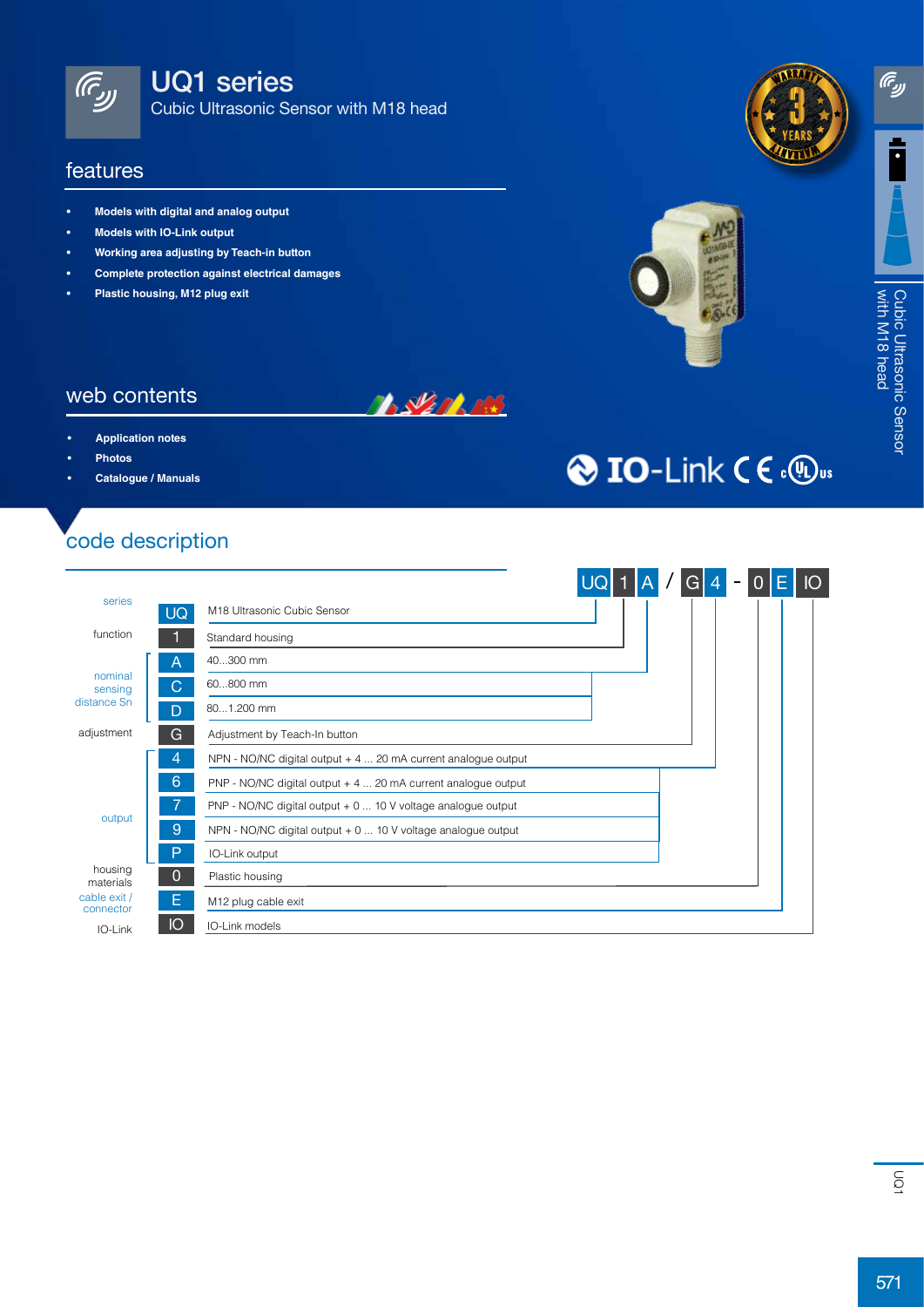# UQ1 series

Cubic Ultrasonic Sensor with M18 head

## features

- **Models with digital and analog output**
- **Models with IO-Link output**
- **Working area adjusting by Teach-in button**
- **Complete protection against electrical damages**
- **Plastic housing, M12 plug exit**

## web contents

- **Application notes**
- **Photos**
- **Catalogue / Manuals**

IO-Link CE cULus

## code description

UQ 1 A / G 4 - 0 E IO

| | Code | Description |
|---|---|---|
| series | UQ | M18 Ultrasonic Cubic Sensor |
| function | 1 | Standard housing |
| nominal sensing distance Sn | A | 40...300 mm |
| | C | 60...800 mm |
| | D | 80...1.200 mm |
| adjustment | G | Adjustment by Teach-In button |
| output | 4 | NPN - NO/NC digital output + 4 ... 20 mA current analogue output |
| | 6 | PNP - NO/NC digital output + 4 ... 20 mA current analogue output |
| | 7 | PNP - NO/NC digital output + 0 ... 10 V voltage analogue output |
| | 9 | NPN - NO/NC digital output + 0 ... 10 V voltage analogue output |
| | P | IO-Link output |
| housing materials | 0 | Plastic housing |
| cable exit / connector | E | M12 plug cable exit |
| IO-Link | IO | IO-Link models |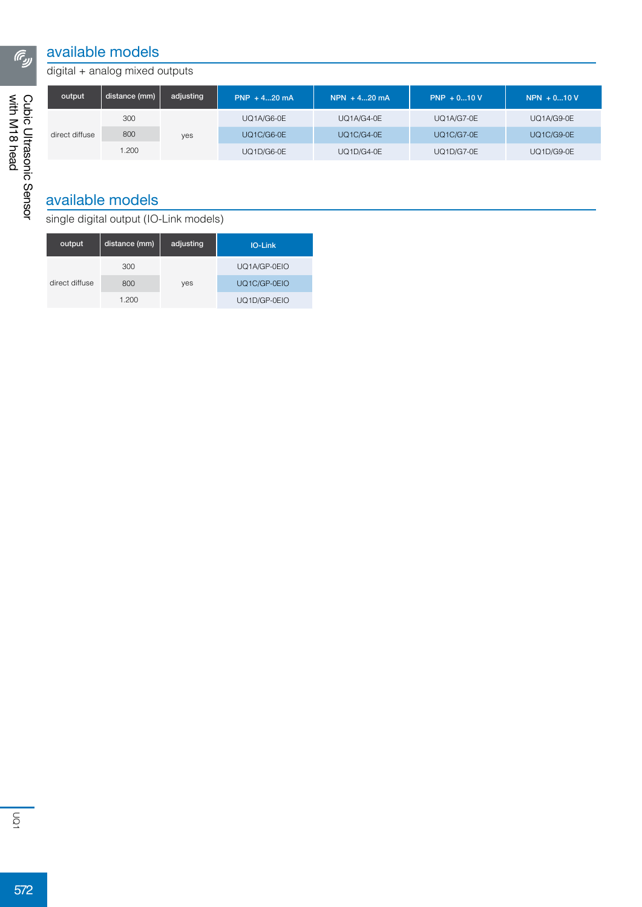## available models

digital + analog mixed outputs

| output | distance (mm) | adjusting | PNP + 4...20 mA | NPN + 4...20 mA | PNP + 0...10 V | NPN + 0...10 V |
|---|---|---|---|---|---|---|
| direct diffuse | 300 | yes | UQ1A/G6-0E | UQ1A/G4-0E | UQ1A/G7-0E | UQ1A/G9-0E |
| | 800 | | UQ1C/G6-0E | UQ1C/G4-0E | UQ1C/G7-0E | UQ1C/G9-0E |
| | 1.200 | | UQ1D/G6-0E | UQ1D/G4-0E | UQ1D/G7-0E | UQ1D/G9-0E |

## available models

single digital output (IO-Link models)

| output | distance (mm) | adjusting | IO-Link |
|---|---|---|---|
| direct diffuse | 300 | yes | UQ1A/GP-0EIO |
| | 800 | | UQ1C/GP-0EIO |
| | 1.200 | | UQ1D/GP-0EIO |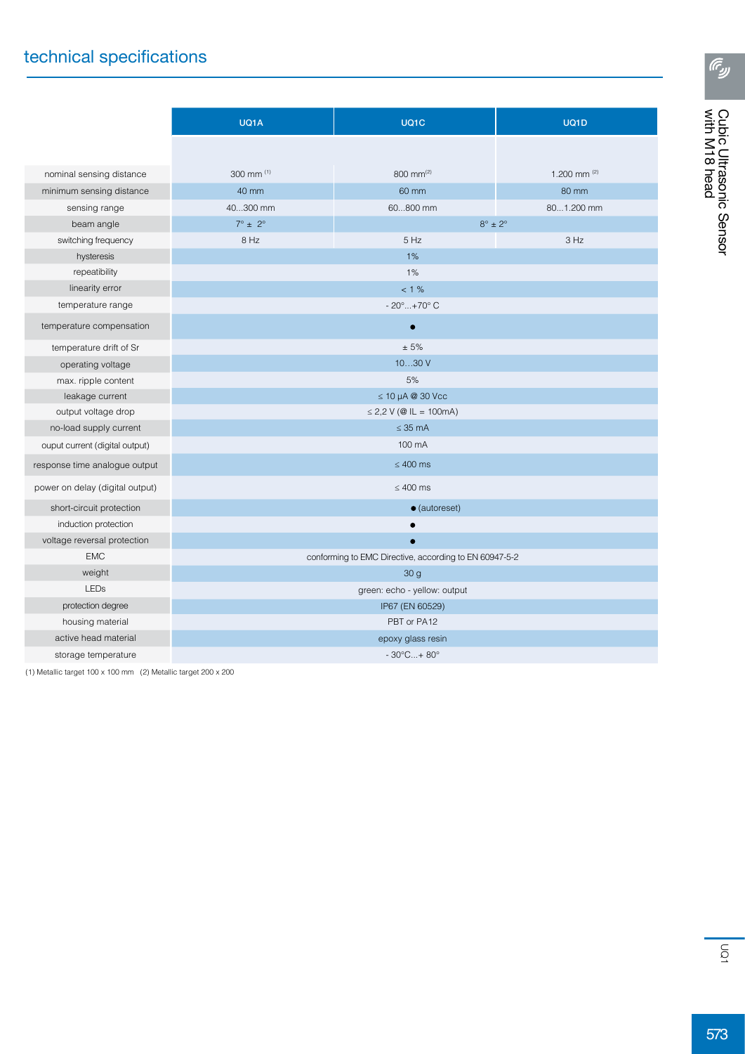## technical specifications

| | UQ1A | UQ1C | UQ1D |
|---|---|---|---|
| nominal sensing distance | 300 mm [1] | 800 mm[2] | 1.200 mm [2] |
| minimum sensing distance | 40 mm | 60 mm | 80 mm |
| sensing range | 40...300 mm | 60...800 mm | 80...1.200 mm |
| beam angle | 7° ± 2° | 8° ± 2° | |
| switching frequency | 8 Hz | 5 Hz | 3 Hz |
| hysteresis | 1% | | |
| repeatibility | 1% | | |
| linearity error | < 1 % | | |
| temperature range | - 20°...+70° C | | |
| temperature compensation | ● | | |
| temperature drift of Sr | ± 5% | | |
| operating voltage | 10...30 V | | |
| max. ripple content | 5% | | |
| leakage current | ≤ 10 µA @ 30 Vcc | | |
| output voltage drop | ≤ 2,2 V (@ IL = 100mA) | | |
| no-load supply current | ≤ 35 mA | | |
| ouput current (digital output) | 100 mA | | |
| response time analogue output | ≤ 400 ms | | |
| power on delay (digital output) | ≤ 400 ms | | |
| short-circuit protection | ● (autoreset) | | |
| induction protection | ● | | |
| voltage reversal protection | ● | | |
| EMC | conforming to EMC Directive, according to EN 60947-5-2 | | |
| weight | 30 g | | |
| LEDs | green: echo - yellow: output | | |
| protection degree | IP67 (EN 60529) | | |
| housing material | PBT or PA12 | | |
| active head material | epoxy glass resin | | |
| storage temperature | - 30°C...+ 80° | | |

(1) Metallic target 100 x 100 mm (2) Metallic target 200 x 200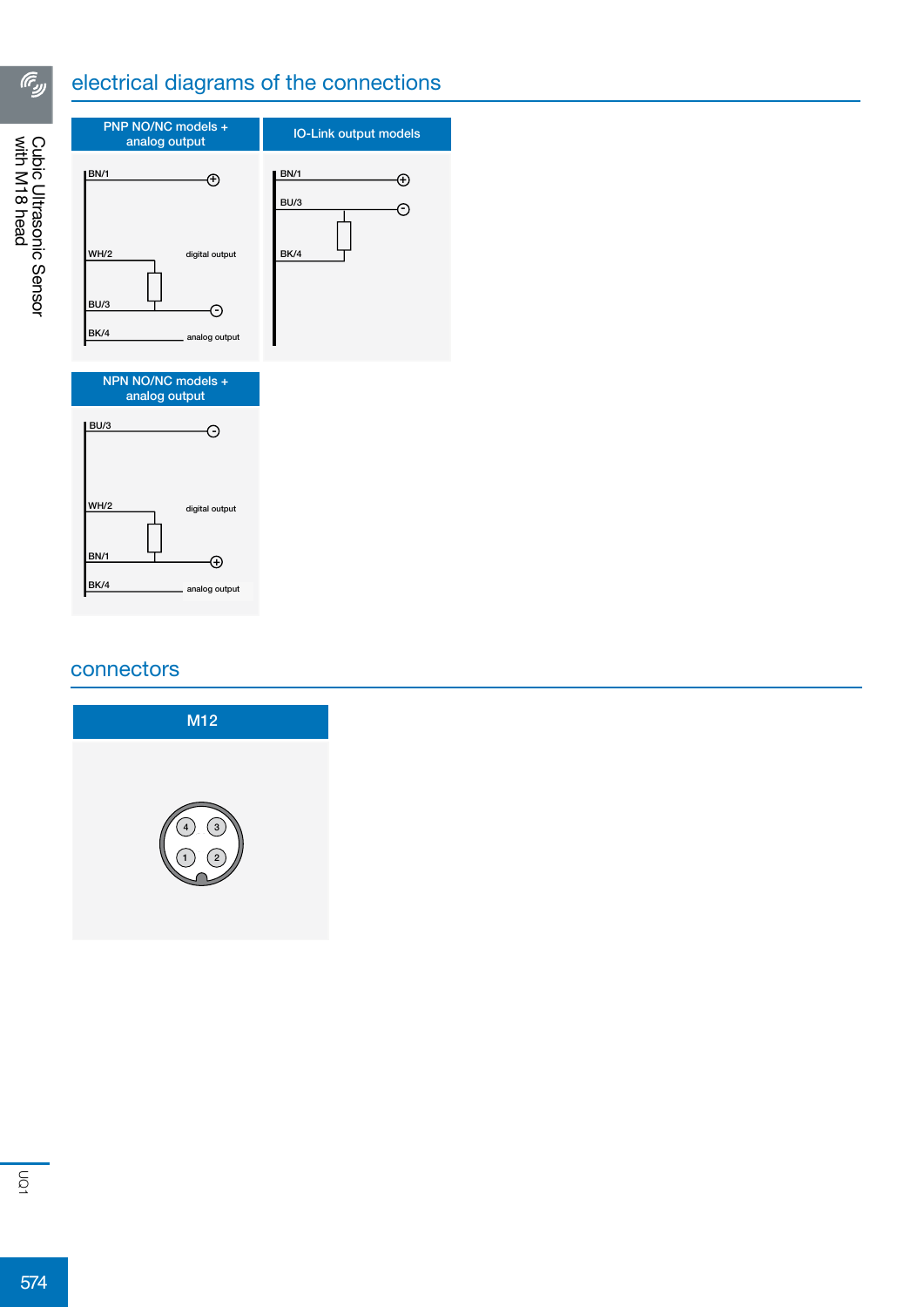## electrical diagrams of the connections

**PNP NO/NC models + analog output**

BN/1 — (+)

WH/2 — digital output

BU/3 — (-)

BK/4 — analog output

**IO-Link output models**

BN/1 — (+)

BU/3 — (-)

BK/4

**NPN NO/NC models + analog output**

BU/3 — (-)

WH/2 — digital output

BN/1 — (+)

BK/4 — analog output

## connectors

**M12**

4 3
1 2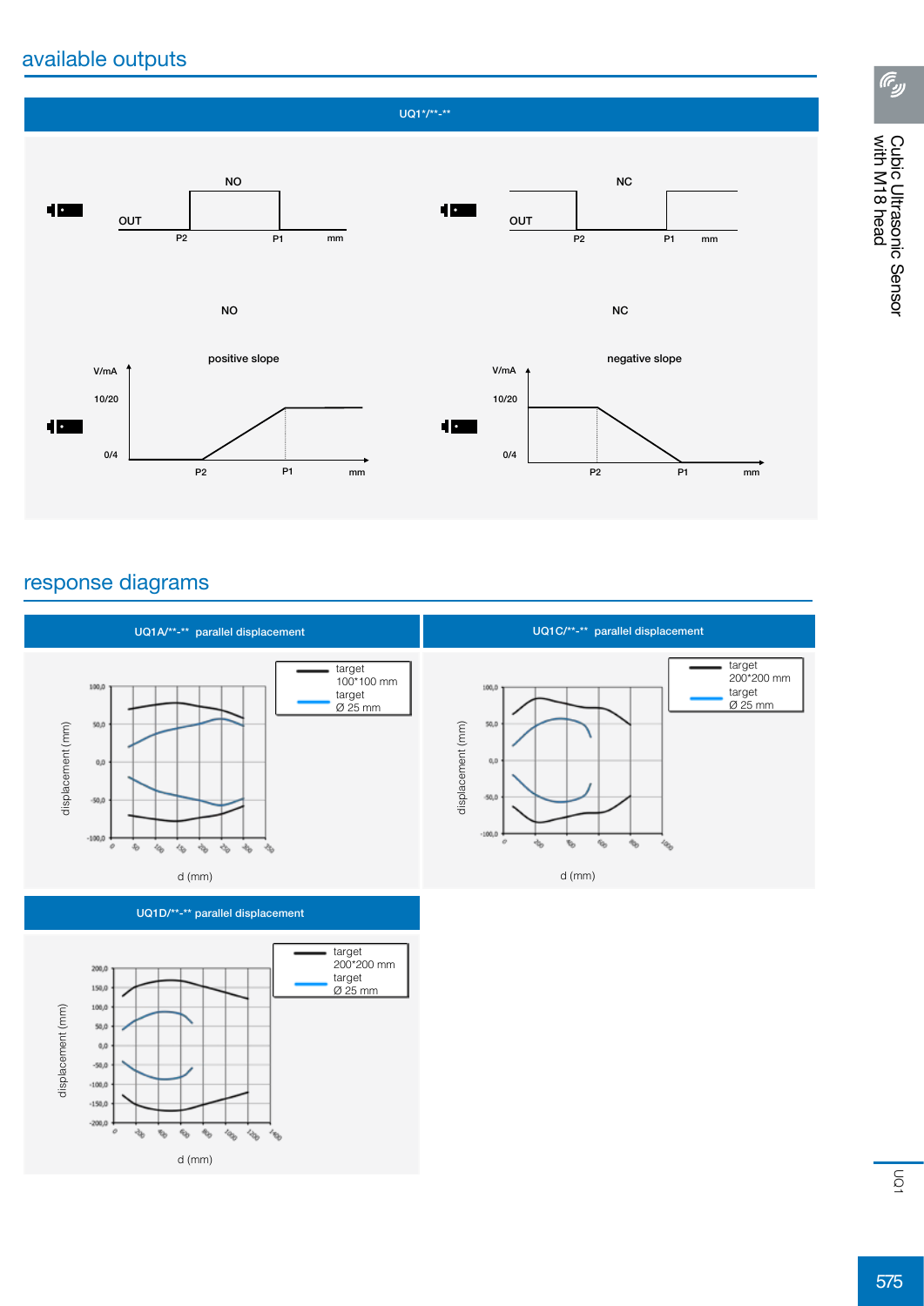## available outputs

**UQ1*/**-****

NO

OUT

P2 P1 mm

NC

OUT

P2 P1 mm

NO

positive slope

V/mA

10/20

0/4

P2 P1 mm

NC

negative slope

V/mA

10/20

0/4

P2 P1 mm

## response diagrams

**UQ1A/**-** parallel displacement**

displacement (mm)

d (mm)

target 100*100 mm

target Ø 25 mm

**UQ1C/**-** parallel displacement**

displacement (mm)

d (mm)

target 200*200 mm

target Ø 25 mm

**UQ1D/**-** parallel displacement**

displacement (mm)

d (mm)

target 200*200 mm

target Ø 25 mm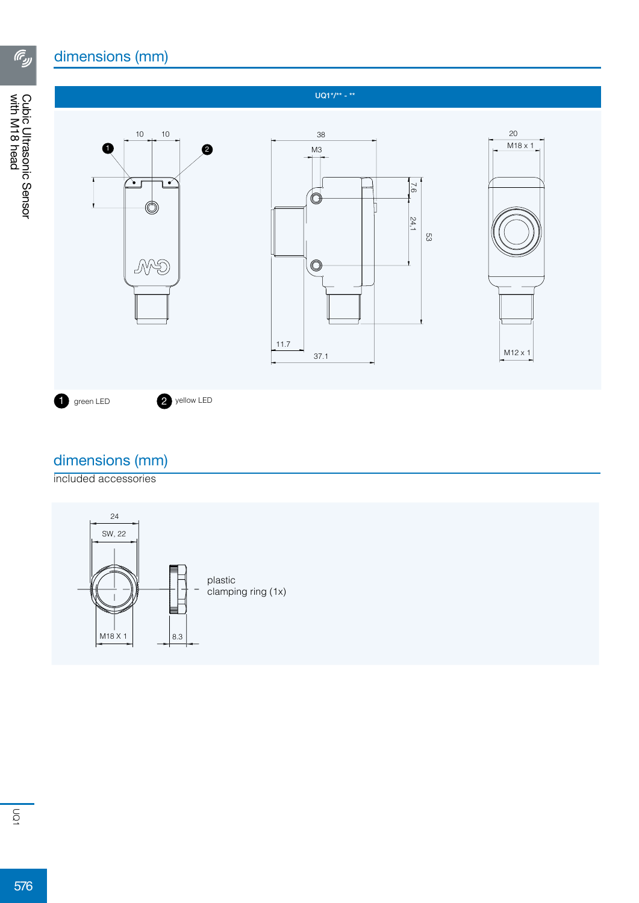## dimensions (mm)

UQ1*/** - **

10
10
1
2
38
M3
7.6
24.1
53
11.7
37.1
20
M18 x 1
M12 x 1

1 green LED

2 yellow LED

## dimensions (mm)

included accessories

24
SW, 22
M18 X 1
8.3

plastic
clamping ring (1x)